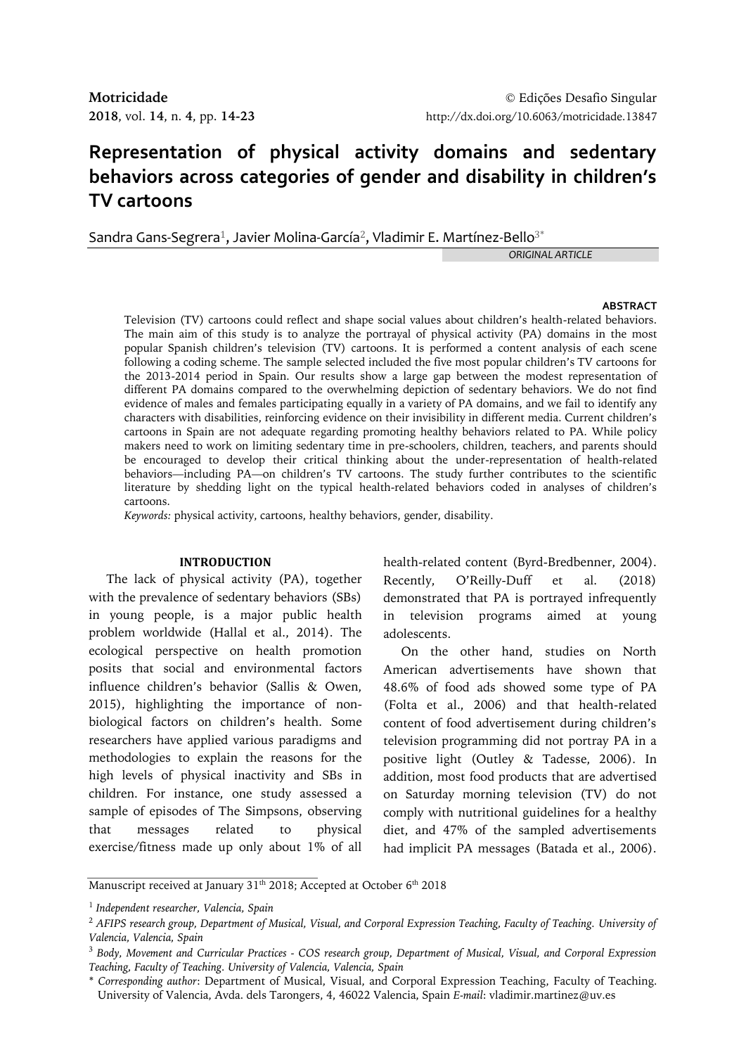# Representation of physical activity domains and sedentary behaviors across categories of gender and disability in children's TV cartoons

Sandra Gans-Segrera[1], Javier Molina-García[2], Vladimir E. Martínez-Bello[3*]

*ORIGINAL ARTICLE*

## ABSTRACT

Television (TV) cartoons could reflect and shape social values about children's health-related behaviors. The main aim of this study is to analyze the portrayal of physical activity (PA) domains in the most popular Spanish children's television (TV) cartoons. It is performed a content analysis of each scene following a coding scheme. The sample selected included the five most popular children's TV cartoons for the 2013-2014 period in Spain. Our results show a large gap between the modest representation of different PA domains compared to the overwhelming depiction of sedentary behaviors. We do not find evidence of males and females participating equally in a variety of PA domains, and we fail to identify any characters with disabilities, reinforcing evidence on their invisibility in different media. Current children's cartoons in Spain are not adequate regarding promoting healthy behaviors related to PA. While policy makers need to work on limiting sedentary time in pre-schoolers, children, teachers, and parents should be encouraged to develop their critical thinking about the under-representation of health-related behaviors—including PA—on children's TV cartoons. The study further contributes to the scientific literature by shedding light on the typical health-related behaviors coded in analyses of children's cartoons.

*Keywords:* physical activity, cartoons, healthy behaviors, gender, disability.

## INTRODUCTION

The lack of physical activity (PA), together with the prevalence of sedentary behaviors (SBs) in young people, is a major public health problem worldwide (Hallal et al., 2014). The ecological perspective on health promotion posits that social and environmental factors influence children's behavior (Sallis & Owen, 2015), highlighting the importance of non-biological factors on children's health. Some researchers have applied various paradigms and methodologies to explain the reasons for the high levels of physical inactivity and SBs in children. For instance, one study assessed a sample of episodes of The Simpsons, observing that messages related to physical exercise/fitness made up only about 1% of all health-related content (Byrd-Bredbenner, 2004). Recently, O'Reilly-Duff et al. (2018) demonstrated that PA is portrayed infrequently in television programs aimed at young adolescents.

On the other hand, studies on North American advertisements have shown that 48.6% of food ads showed some type of PA (Folta et al., 2006) and that health-related content of food advertisement during children's television programming did not portray PA in a positive light (Outley & Tadesse, 2006). In addition, most food products that are advertised on Saturday morning television (TV) do not comply with nutritional guidelines for a healthy diet, and 47% of the sampled advertisements had implicit PA messages (Batada et al., 2006).

---

Manuscript received at January 31th 2018; Accepted at October 6th 2018

[1] *Independent researcher, Valencia, Spain*

[2] *AFIPS research group, Department of Musical, Visual, and Corporal Expression Teaching, Faculty of Teaching. University of Valencia, Valencia, Spain*

[3] *Body, Movement and Curricular Practices - COS research group, Department of Musical, Visual, and Corporal Expression Teaching, Faculty of Teaching. University of Valencia, Valencia, Spain*

\* *Corresponding author*: Department of Musical, Visual, and Corporal Expression Teaching, Faculty of Teaching. University of Valencia, Avda. dels Tarongers, 4, 46022 Valencia, Spain *E-mail*: vladimir.martinez@uv.es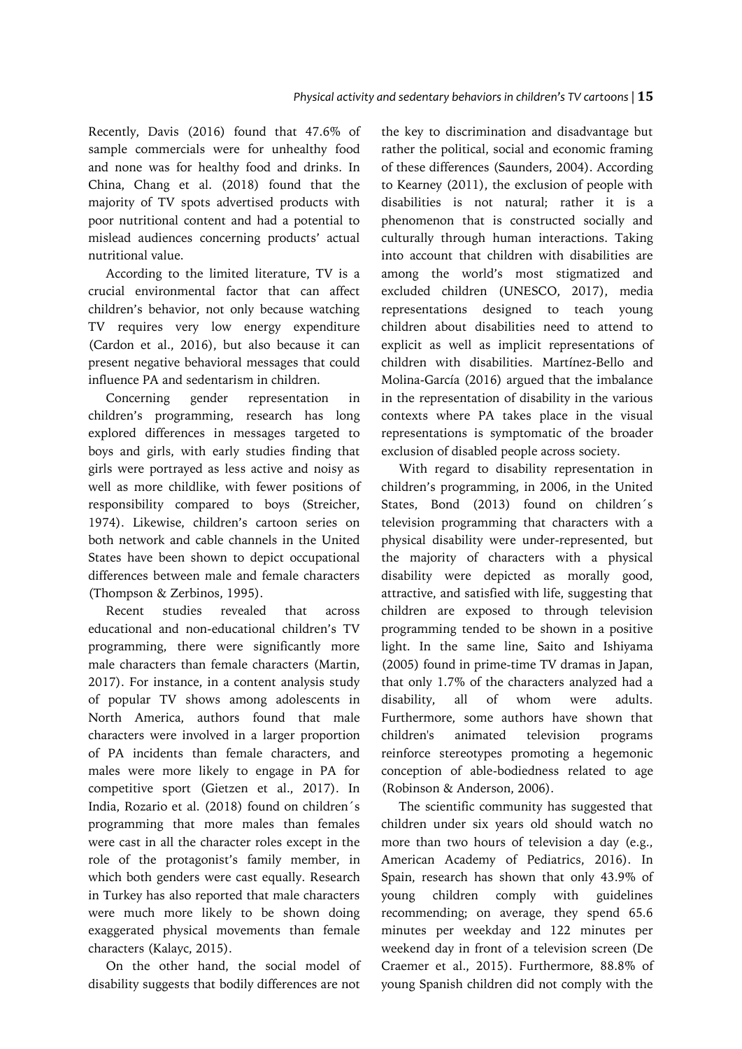Recently, Davis (2016) found that 47.6% of sample commercials were for unhealthy food and none was for healthy food and drinks. In China, Chang et al. (2018) found that the majority of TV spots advertised products with poor nutritional content and had a potential to mislead audiences concerning products' actual nutritional value.

According to the limited literature, TV is a crucial environmental factor that can affect children's behavior, not only because watching TV requires very low energy expenditure (Cardon et al., 2016), but also because it can present negative behavioral messages that could influence PA and sedentarism in children.

Concerning gender representation in children's programming, research has long explored differences in messages targeted to boys and girls, with early studies finding that girls were portrayed as less active and noisy as well as more childlike, with fewer positions of responsibility compared to boys (Streicher, 1974). Likewise, children's cartoon series on both network and cable channels in the United States have been shown to depict occupational differences between male and female characters (Thompson & Zerbinos, 1995).

Recent studies revealed that across educational and non-educational children's TV programming, there were significantly more male characters than female characters (Martin, 2017). For instance, in a content analysis study of popular TV shows among adolescents in North America, authors found that male characters were involved in a larger proportion of PA incidents than female characters, and males were more likely to engage in PA for competitive sport (Gietzen et al., 2017). In India, Rozario et al. (2018) found on children´s programming that more males than females were cast in all the character roles except in the role of the protagonist's family member, in which both genders were cast equally. Research in Turkey has also reported that male characters were much more likely to be shown doing exaggerated physical movements than female characters (Kalayc, 2015).

On the other hand, the social model of disability suggests that bodily differences are not the key to discrimination and disadvantage but rather the political, social and economic framing of these differences (Saunders, 2004). According to Kearney (2011), the exclusion of people with disabilities is not natural; rather it is a phenomenon that is constructed socially and culturally through human interactions. Taking into account that children with disabilities are among the world's most stigmatized and excluded children (UNESCO, 2017), media representations designed to teach young children about disabilities need to attend to explicit as well as implicit representations of children with disabilities. Martínez-Bello and Molina-García (2016) argued that the imbalance in the representation of disability in the various contexts where PA takes place in the visual representations is symptomatic of the broader exclusion of disabled people across society.

With regard to disability representation in children's programming, in 2006, in the United States, Bond (2013) found on children´s television programming that characters with a physical disability were under-represented, but the majority of characters with a physical disability were depicted as morally good, attractive, and satisfied with life, suggesting that children are exposed to through television programming tended to be shown in a positive light. In the same line, Saito and Ishiyama (2005) found in prime-time TV dramas in Japan, that only 1.7% of the characters analyzed had a disability, all of whom were adults. Furthermore, some authors have shown that children's animated television programs reinforce stereotypes promoting a hegemonic conception of able-bodiedness related to age (Robinson & Anderson, 2006).

The scientific community has suggested that children under six years old should watch no more than two hours of television a day (e.g., American Academy of Pediatrics, 2016). In Spain, research has shown that only 43.9% of young children comply with guidelines recommending; on average, they spend 65.6 minutes per weekday and 122 minutes per weekend day in front of a television screen (De Craemer et al., 2015). Furthermore, 88.8% of young Spanish children did not comply with the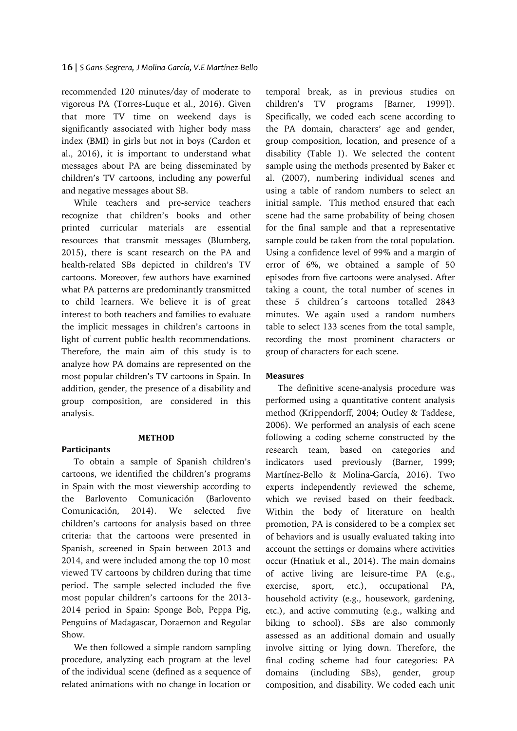recommended 120 minutes/day of moderate to vigorous PA (Torres-Luque et al., 2016). Given that more TV time on weekend days is significantly associated with higher body mass index (BMI) in girls but not in boys (Cardon et al., 2016), it is important to understand what messages about PA are being disseminated by children's TV cartoons, including any powerful and negative messages about SB.

While teachers and pre-service teachers recognize that children's books and other printed curricular materials are essential resources that transmit messages (Blumberg, 2015), there is scant research on the PA and health-related SBs depicted in children's TV cartoons. Moreover, few authors have examined what PA patterns are predominantly transmitted to child learners. We believe it is of great interest to both teachers and families to evaluate the implicit messages in children's cartoons in light of current public health recommendations. Therefore, the main aim of this study is to analyze how PA domains are represented on the most popular children's TV cartoons in Spain. In addition, gender, the presence of a disability and group composition, are considered in this analysis.

## METHOD

### Participants

To obtain a sample of Spanish children's cartoons, we identified the children's programs in Spain with the most viewership according to the Barlovento Comunicación (Barlovento Comunicación, 2014). We selected five children's cartoons for analysis based on three criteria: that the cartoons were presented in Spanish, screened in Spain between 2013 and 2014, and were included among the top 10 most viewed TV cartoons by children during that time period. The sample selected included the five most popular children's cartoons for the 2013-2014 period in Spain: Sponge Bob, Peppa Pig, Penguins of Madagascar, Doraemon and Regular Show.

We then followed a simple random sampling procedure, analyzing each program at the level of the individual scene (defined as a sequence of related animations with no change in location or temporal break, as in previous studies on children's TV programs [Barner, 1999]). Specifically, we coded each scene according to the PA domain, characters' age and gender, group composition, location, and presence of a disability (Table 1). We selected the content sample using the methods presented by Baker et al. (2007), numbering individual scenes and using a table of random numbers to select an initial sample. This method ensured that each scene had the same probability of being chosen for the final sample and that a representative sample could be taken from the total population. Using a confidence level of 99% and a margin of error of 6%, we obtained a sample of 50 episodes from five cartoons were analysed. After taking a count, the total number of scenes in these 5 children´s cartoons totalled 2843 minutes. We again used a random numbers table to select 133 scenes from the total sample, recording the most prominent characters or group of characters for each scene.

### Measures

The definitive scene-analysis procedure was performed using a quantitative content analysis method (Krippendorff, 2004; Outley & Taddese, 2006). We performed an analysis of each scene following a coding scheme constructed by the research team, based on categories and indicators used previously (Barner, 1999; Martínez-Bello & Molina-García, 2016). Two experts independently reviewed the scheme, which we revised based on their feedback. Within the body of literature on health promotion, PA is considered to be a complex set of behaviors and is usually evaluated taking into account the settings or domains where activities occur (Hnatiuk et al., 2014). The main domains of active living are leisure-time PA (e.g., exercise, sport, etc.), occupational PA, household activity (e.g., housework, gardening, etc.), and active commuting (e.g., walking and biking to school). SBs are also commonly assessed as an additional domain and usually involve sitting or lying down. Therefore, the final coding scheme had four categories: PA domains (including SBs), gender, group composition, and disability. We coded each unit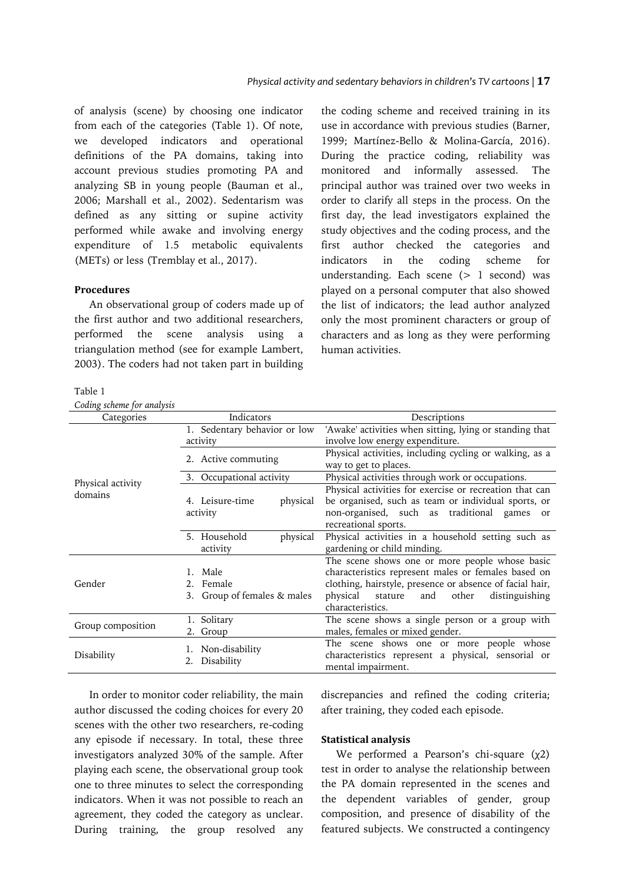of analysis (scene) by choosing one indicator from each of the categories (Table 1). Of note, we developed indicators and operational definitions of the PA domains, taking into account previous studies promoting PA and analyzing SB in young people (Bauman et al., 2006; Marshall et al., 2002). Sedentarism was defined as any sitting or supine activity performed while awake and involving energy expenditure of 1.5 metabolic equivalents (METs) or less (Tremblay et al., 2017).

### Procedures

An observational group of coders made up of the first author and two additional researchers, performed the scene analysis using a triangulation method (see for example Lambert, 2003). The coders had not taken part in building the coding scheme and received training in its use in accordance with previous studies (Barner, 1999; Martínez-Bello & Molina-García, 2016). During the practice coding, reliability was monitored and informally assessed. The principal author was trained over two weeks in order to clarify all steps in the process. On the first day, the lead investigators explained the study objectives and the coding process, and the first author checked the categories and indicators in the coding scheme for understanding. Each scene (> 1 second) was played on a personal computer that also showed the list of indicators; the lead author analyzed only the most prominent characters or group of characters and as long as they were performing human activities.

Table 1

*Coding scheme for analysis*

| Categories | Indicators | Descriptions |
|---|---|---|
| Physical activity domains | 1. Sedentary behavior or low activity | 'Awake' activities when sitting, lying or standing that involve low energy expenditure. |
| | 2. Active commuting | Physical activities, including cycling or walking, as a way to get to places. |
| | 3. Occupational activity | Physical activities through work or occupations. |
| | 4. Leisure-time physical activity | Physical activities for exercise or recreation that can be organised, such as team or individual sports, or non-organised, such as traditional games or recreational sports. |
| | 5. Household physical activity | Physical activities in a household setting such as gardening or child minding. |
| Gender | 1. Male<br>2. Female<br>3. Group of females & males | The scene shows one or more people whose basic characteristics represent males or females based on clothing, hairstyle, presence or absence of facial hair, physical stature and other distinguishing characteristics. |
| Group composition | 1. Solitary<br>2. Group | The scene shows a single person or a group with males, females or mixed gender. |
| Disability | 1. Non-disability<br>2. Disability | The scene shows one or more people whose characteristics represent a physical, sensorial or mental impairment. |

In order to monitor coder reliability, the main author discussed the coding choices for every 20 scenes with the other two researchers, re-coding any episode if necessary. In total, these three investigators analyzed 30% of the sample. After playing each scene, the observational group took one to three minutes to select the corresponding indicators. When it was not possible to reach an agreement, they coded the category as unclear. During training, the group resolved any discrepancies and refined the coding criteria; after training, they coded each episode.

### Statistical analysis

We performed a Pearson's chi-square ($\chi 2$) test in order to analyse the relationship between the PA domain represented in the scenes and the dependent variables of gender, group composition, and presence of disability of the featured subjects. We constructed a contingency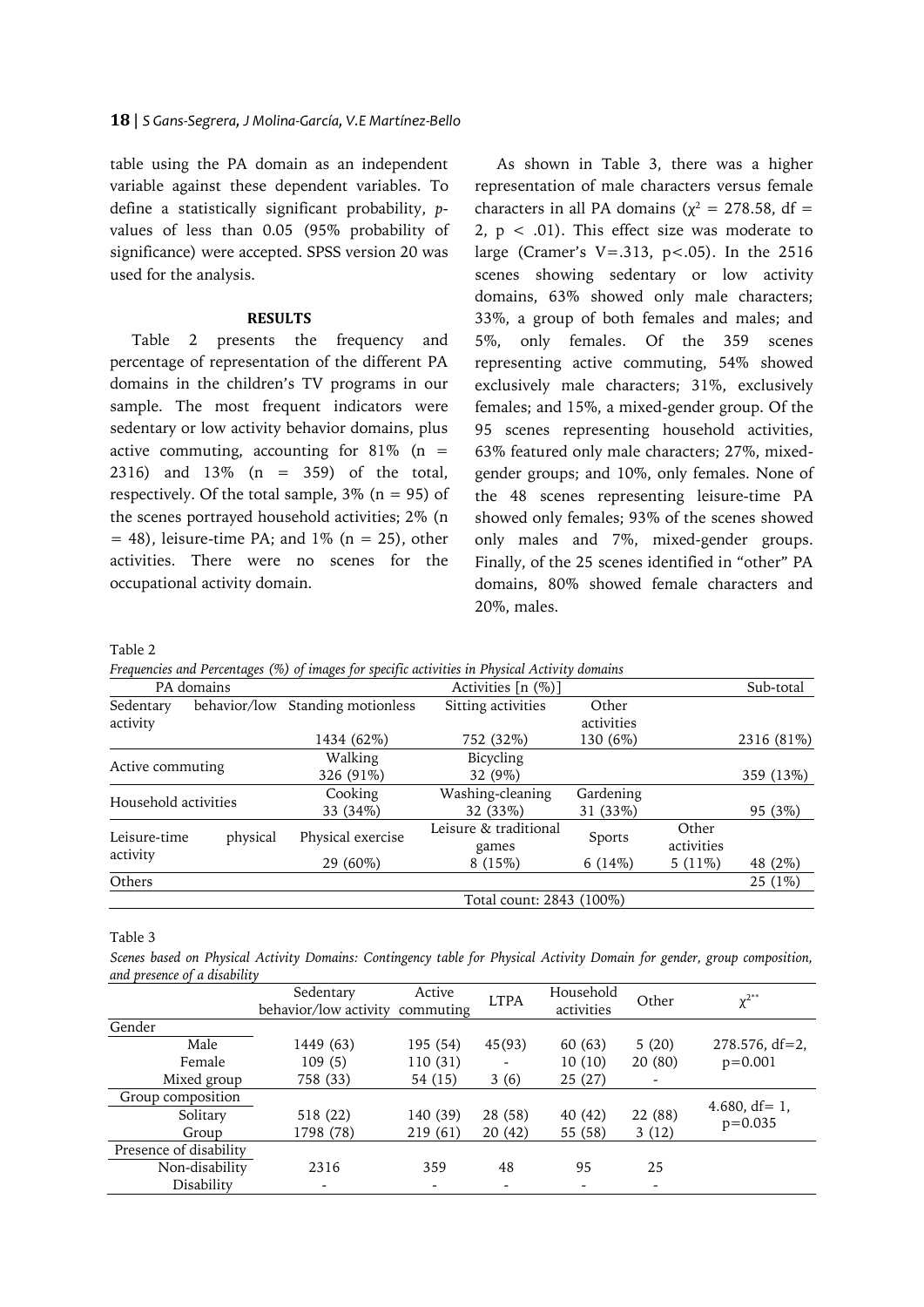table using the PA domain as an independent variable against these dependent variables. To define a statistically significant probability, *p*-values of less than 0.05 (95% probability of significance) were accepted. SPSS version 20 was used for the analysis.

## RESULTS

Table 2 presents the frequency and percentage of representation of the different PA domains in the children's TV programs in our sample. The most frequent indicators were sedentary or low activity behavior domains, plus active commuting, accounting for 81% (n = 2316) and 13% (n = 359) of the total, respectively. Of the total sample, 3% (n = 95) of the scenes portrayed household activities; 2% (n = 48), leisure-time PA; and 1% (n = 25), other activities. There were no scenes for the occupational activity domain.

As shown in Table 3, there was a higher representation of male characters versus female characters in all PA domains ($\chi^2 = 278.58$, df = 2, $p < .01$). This effect size was moderate to large (Cramer's V=.313, $p<.05$). In the 2516 scenes showing sedentary or low activity domains, 63% showed only male characters; 33%, a group of both females and males; and 5%, only females. Of the 359 scenes representing active commuting, 54% showed exclusively male characters; 31%, exclusively females; and 15%, a mixed-gender group. Of the 95 scenes representing household activities, 63% featured only male characters; 27%, mixed-gender groups; and 10%, only females. None of the 48 scenes representing leisure-time PA showed only females; 93% of the scenes showed only males and 7%, mixed-gender groups. Finally, of the 25 scenes identified in "other" PA domains, 80% showed female characters and 20%, males.

Table 2

*Frequencies and Percentages (%) of images for specific activities in Physical Activity domains*

| PA domains | Activities [n (%)] | | | | Sub-total |
|---|---|---|---|---|---|
| Sedentary behavior/low activity | Standing motionless | Sitting activities | Other activities | | |
| | 1434 (62%) | 752 (32%) | 130 (6%) | | 2316 (81%) |
| Active commuting | Walking | Bicycling | | | |
| | 326 (91%) | 32 (9%) | | | 359 (13%) |
| Household activities | Cooking | Washing-cleaning | Gardening | | |
| | 33 (34%) | 32 (33%) | 31 (33%) | | 95 (3%) |
| Leisure-time physical activity | Physical exercise | Leisure & traditional games | Sports | Other activities | |
| | 29 (60%) | 8 (15%) | 6 (14%) | 5 (11%) | 48 (2%) |
| Others | | | | | 25 (1%) |
| | Total count: 2843 (100%) | | | | |

Table 3

*Scenes based on Physical Activity Domains: Contingency table for Physical Activity Domain for gender, group composition, and presence of a disability*

| | Sedentary behavior/low activity | Active commuting | LTPA | Household activities | Other | $\chi^{2**}$ |
|---|---|---|---|---|---|---|
| Gender | | | | | | |
| Male | 1449 (63) | 195 (54) | 45(93) | 60 (63) | 5 (20) | 278.576, df=2, p=0.001 |
| Female | 109 (5) | 110 (31) | - | 10 (10) | 20 (80) | |
| Mixed group | 758 (33) | 54 (15) | 3 (6) | 25 (27) | - | |
| Group composition | | | | | | |
| Solitary | 518 (22) | 140 (39) | 28 (58) | 40 (42) | 22 (88) | 4.680, df= 1, p=0.035 |
| Group | 1798 (78) | 219 (61) | 20 (42) | 55 (58) | 3 (12) | |
| Presence of disability | | | | | | |
| Non-disability | 2316 | 359 | 48 | 95 | 25 | |
| Disability | - | - | - | - | - | |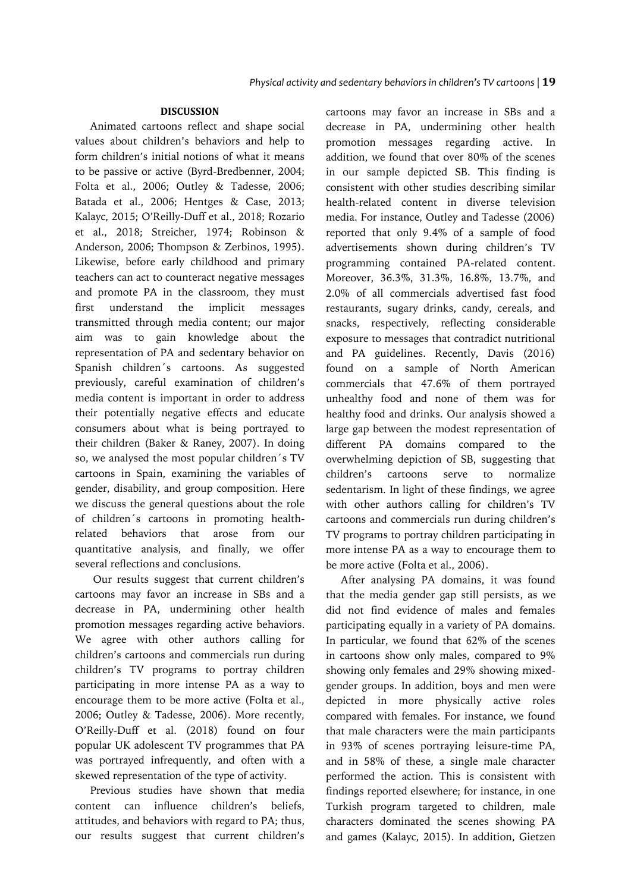## DISCUSSION

Animated cartoons reflect and shape social values about children's behaviors and help to form children's initial notions of what it means to be passive or active (Byrd-Bredbenner, 2004; Folta et al., 2006; Outley & Tadesse, 2006; Batada et al., 2006; Hentges & Case, 2013; Kalayc, 2015; O'Reilly-Duff et al., 2018; Rozario et al., 2018; Streicher, 1974; Robinson & Anderson, 2006; Thompson & Zerbinos, 1995). Likewise, before early childhood and primary teachers can act to counteract negative messages and promote PA in the classroom, they must first understand the implicit messages transmitted through media content; our major aim was to gain knowledge about the representation of PA and sedentary behavior on Spanish children´s cartoons. As suggested previously, careful examination of children's media content is important in order to address their potentially negative effects and educate consumers about what is being portrayed to their children (Baker & Raney, 2007). In doing so, we analysed the most popular children´s TV cartoons in Spain, examining the variables of gender, disability, and group composition. Here we discuss the general questions about the role of children´s cartoons in promoting health-related behaviors that arose from our quantitative analysis, and finally, we offer several reflections and conclusions.

Our results suggest that current children's cartoons may favor an increase in SBs and a decrease in PA, undermining other health promotion messages regarding active behaviors. We agree with other authors calling for children's cartoons and commercials run during children's TV programs to portray children participating in more intense PA as a way to encourage them to be more active (Folta et al., 2006; Outley & Tadesse, 2006). More recently, O'Reilly-Duff et al. (2018) found on four popular UK adolescent TV programmes that PA was portrayed infrequently, and often with a skewed representation of the type of activity.

Previous studies have shown that media content can influence children's beliefs, attitudes, and behaviors with regard to PA; thus, our results suggest that current children's cartoons may favor an increase in SBs and a decrease in PA, undermining other health promotion messages regarding active. In addition, we found that over 80% of the scenes in our sample depicted SB. This finding is consistent with other studies describing similar health-related content in diverse television media. For instance, Outley and Tadesse (2006) reported that only 9.4% of a sample of food advertisements shown during children's TV programming contained PA-related content. Moreover, 36.3%, 31.3%, 16.8%, 13.7%, and 2.0% of all commercials advertised fast food restaurants, sugary drinks, candy, cereals, and snacks, respectively, reflecting considerable exposure to messages that contradict nutritional and PA guidelines. Recently, Davis (2016) found on a sample of North American commercials that 47.6% of them portrayed unhealthy food and none of them was for healthy food and drinks. Our analysis showed a large gap between the modest representation of different PA domains compared to the overwhelming depiction of SB, suggesting that children's cartoons serve to normalize sedentarism. In light of these findings, we agree with other authors calling for children's TV cartoons and commercials run during children's TV programs to portray children participating in more intense PA as a way to encourage them to be more active (Folta et al., 2006).

After analysing PA domains, it was found that the media gender gap still persists, as we did not find evidence of males and females participating equally in a variety of PA domains. In particular, we found that 62% of the scenes in cartoons show only males, compared to 9% showing only females and 29% showing mixed-gender groups. In addition, boys and men were depicted in more physically active roles compared with females. For instance, we found that male characters were the main participants in 93% of scenes portraying leisure-time PA, and in 58% of these, a single male character performed the action. This is consistent with findings reported elsewhere; for instance, in one Turkish program targeted to children, male characters dominated the scenes showing PA and games (Kalayc, 2015). In addition, Gietzen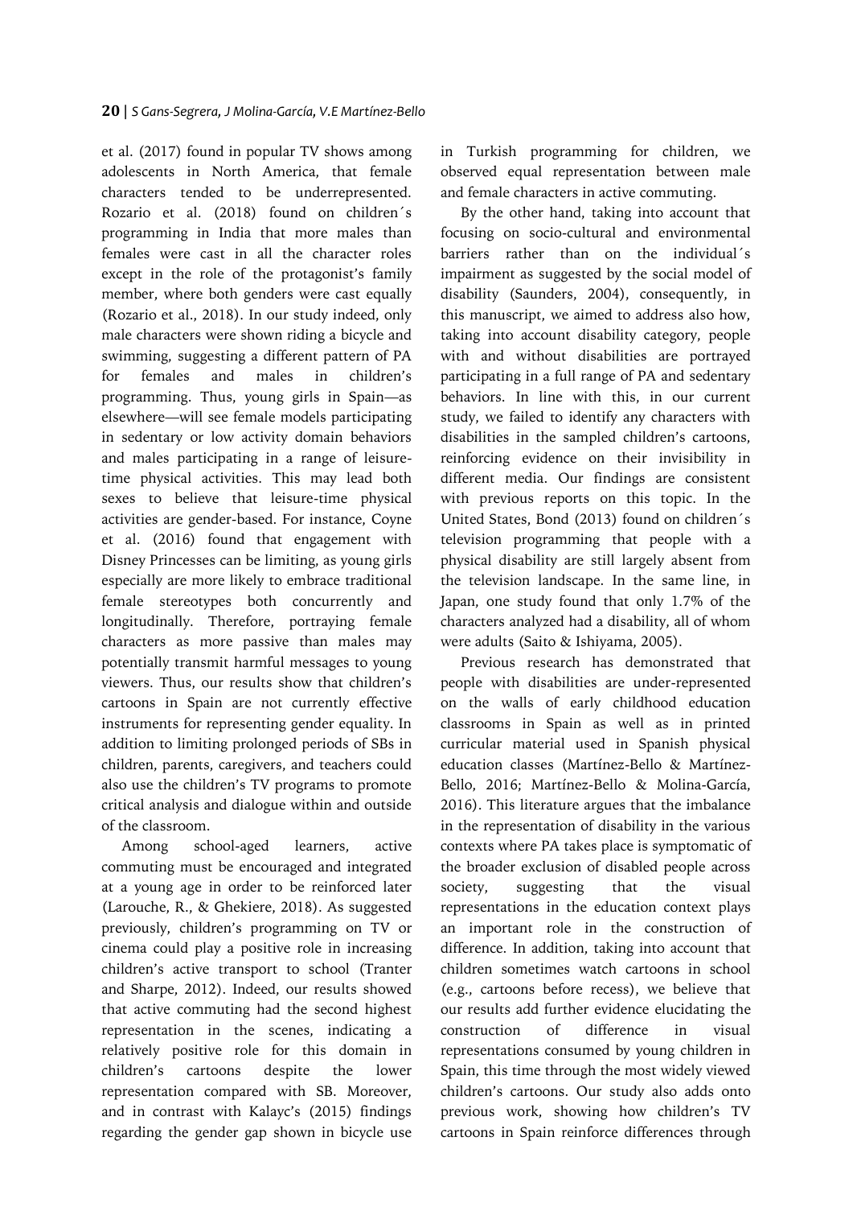et al. (2017) found in popular TV shows among adolescents in North America, that female characters tended to be underrepresented. Rozario et al. (2018) found on children´s programming in India that more males than females were cast in all the character roles except in the role of the protagonist's family member, where both genders were cast equally (Rozario et al., 2018). In our study indeed, only male characters were shown riding a bicycle and swimming, suggesting a different pattern of PA for females and males in children's programming. Thus, young girls in Spain—as elsewhere—will see female models participating in sedentary or low activity domain behaviors and males participating in a range of leisure-time physical activities. This may lead both sexes to believe that leisure-time physical activities are gender-based. For instance, Coyne et al. (2016) found that engagement with Disney Princesses can be limiting, as young girls especially are more likely to embrace traditional female stereotypes both concurrently and longitudinally. Therefore, portraying female characters as more passive than males may potentially transmit harmful messages to young viewers. Thus, our results show that children's cartoons in Spain are not currently effective instruments for representing gender equality. In addition to limiting prolonged periods of SBs in children, parents, caregivers, and teachers could also use the children's TV programs to promote critical analysis and dialogue within and outside of the classroom.

Among school-aged learners, active commuting must be encouraged and integrated at a young age in order to be reinforced later (Larouche, R., & Ghekiere, 2018). As suggested previously, children's programming on TV or cinema could play a positive role in increasing children's active transport to school (Tranter and Sharpe, 2012). Indeed, our results showed that active commuting had the second highest representation in the scenes, indicating a relatively positive role for this domain in children's cartoons despite the lower representation compared with SB. Moreover, and in contrast with Kalayc's (2015) findings regarding the gender gap shown in bicycle use in Turkish programming for children, we observed equal representation between male and female characters in active commuting.

By the other hand, taking into account that focusing on socio-cultural and environmental barriers rather than on the individual´s impairment as suggested by the social model of disability (Saunders, 2004), consequently, in this manuscript, we aimed to address also how, taking into account disability category, people with and without disabilities are portrayed participating in a full range of PA and sedentary behaviors. In line with this, in our current study, we failed to identify any characters with disabilities in the sampled children's cartoons, reinforcing evidence on their invisibility in different media. Our findings are consistent with previous reports on this topic. In the United States, Bond (2013) found on children´s television programming that people with a physical disability are still largely absent from the television landscape. In the same line, in Japan, one study found that only 1.7% of the characters analyzed had a disability, all of whom were adults (Saito & Ishiyama, 2005).

Previous research has demonstrated that people with disabilities are under-represented on the walls of early childhood education classrooms in Spain as well as in printed curricular material used in Spanish physical education classes (Martínez-Bello & Martínez-Bello, 2016; Martínez-Bello & Molina-García, 2016). This literature argues that the imbalance in the representation of disability in the various contexts where PA takes place is symptomatic of the broader exclusion of disabled people across society, suggesting that the visual representations in the education context plays an important role in the construction of difference. In addition, taking into account that children sometimes watch cartoons in school (e.g., cartoons before recess), we believe that our results add further evidence elucidating the construction of difference in visual representations consumed by young children in Spain, this time through the most widely viewed children's cartoons. Our study also adds onto previous work, showing how children's TV cartoons in Spain reinforce differences through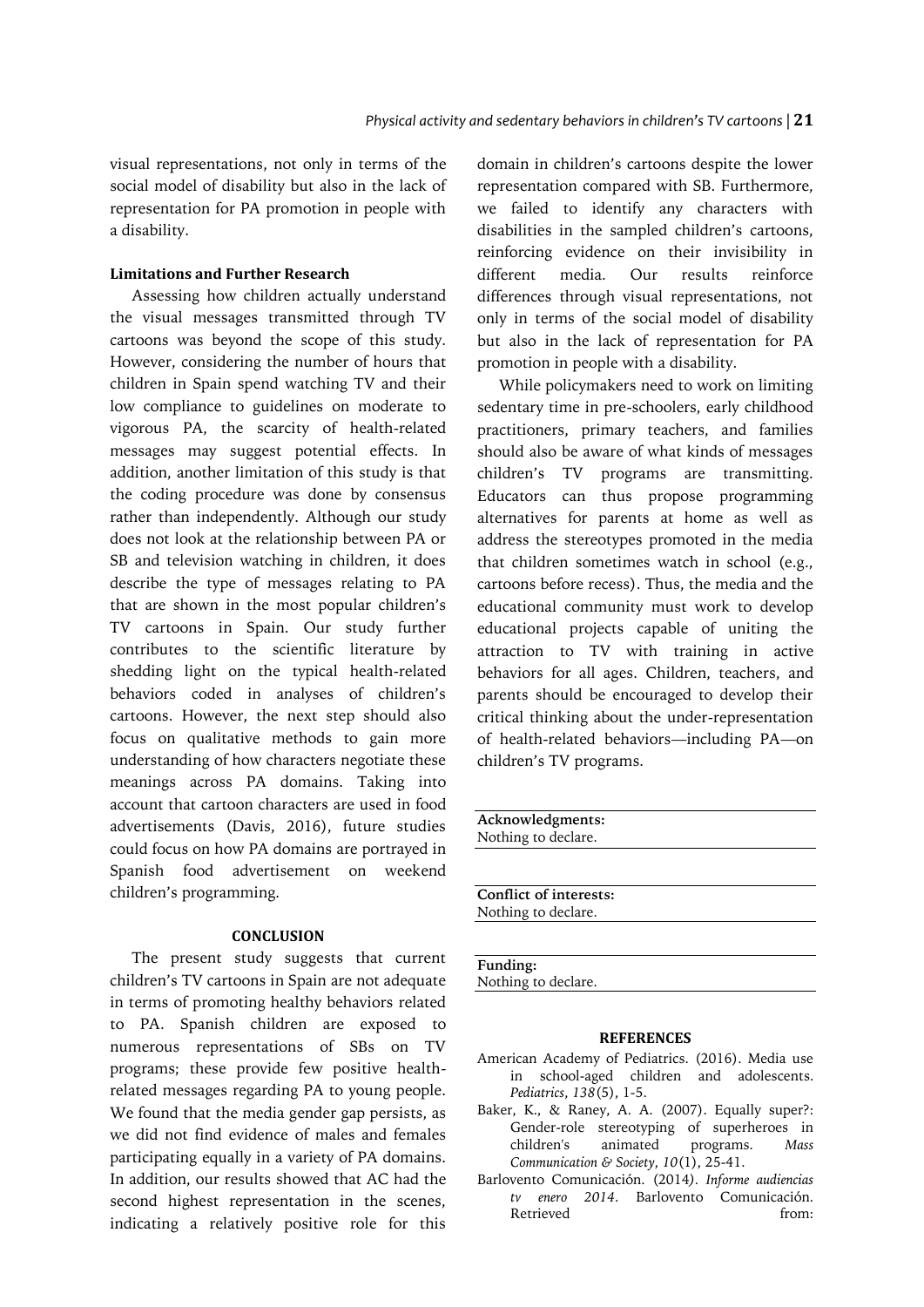visual representations, not only in terms of the social model of disability but also in the lack of representation for PA promotion in people with a disability.

### Limitations and Further Research

Assessing how children actually understand the visual messages transmitted through TV cartoons was beyond the scope of this study. However, considering the number of hours that children in Spain spend watching TV and their low compliance to guidelines on moderate to vigorous PA, the scarcity of health-related messages may suggest potential effects. In addition, another limitation of this study is that the coding procedure was done by consensus rather than independently. Although our study does not look at the relationship between PA or SB and television watching in children, it does describe the type of messages relating to PA that are shown in the most popular children's TV cartoons in Spain. Our study further contributes to the scientific literature by shedding light on the typical health-related behaviors coded in analyses of children's cartoons. However, the next step should also focus on qualitative methods to gain more understanding of how characters negotiate these meanings across PA domains. Taking into account that cartoon characters are used in food advertisements (Davis, 2016), future studies could focus on how PA domains are portrayed in Spanish food advertisement on weekend children's programming.

## CONCLUSION

The present study suggests that current children's TV cartoons in Spain are not adequate in terms of promoting healthy behaviors related to PA. Spanish children are exposed to numerous representations of SBs on TV programs; these provide few positive health-related messages regarding PA to young people. We found that the media gender gap persists, as we did not find evidence of males and females participating equally in a variety of PA domains. In addition, our results showed that AC had the second highest representation in the scenes, indicating a relatively positive role for this domain in children's cartoons despite the lower representation compared with SB. Furthermore, we failed to identify any characters with disabilities in the sampled children's cartoons, reinforcing evidence on their invisibility in different media. Our results reinforce differences through visual representations, not only in terms of the social model of disability but also in the lack of representation for PA promotion in people with a disability.

While policymakers need to work on limiting sedentary time in pre-schoolers, early childhood practitioners, primary teachers, and families should also be aware of what kinds of messages children's TV programs are transmitting. Educators can thus propose programming alternatives for parents at home as well as address the stereotypes promoted in the media that children sometimes watch in school (e.g., cartoons before recess). Thus, the media and the educational community must work to develop educational projects capable of uniting the attraction to TV with training in active behaviors for all ages. Children, teachers, and parents should be encouraged to develop their critical thinking about the under-representation of health-related behaviors—including PA—on children's TV programs.

**Acknowledgments:**
Nothing to declare.

**Conflict of interests:**
Nothing to declare.

**Funding:**
Nothing to declare.

## REFERENCES

American Academy of Pediatrics. (2016). Media use in school-aged children and adolescents. *Pediatrics*, *138*(5), 1-5.

Baker, K., & Raney, A. A. (2007). Equally super?: Gender-role stereotyping of superheroes in children's animated programs. *Mass Communication & Society*, *10*(1), 25-41.

Barlovento Comunicación. (2014). *Informe audiencias tv enero 2014*. Barlovento Comunicación. Retrieved from: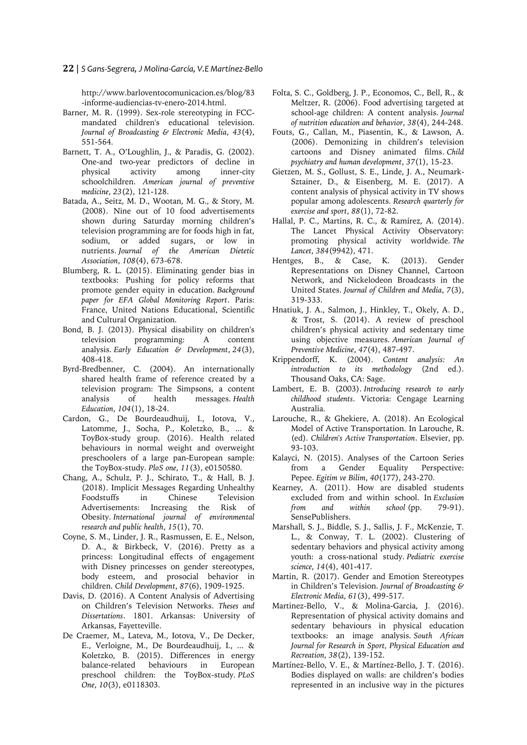http://www.barloventocomunicacion.es/blog/83-informe-audiencias-tv-enero-2014.html.

Barner, M. R. (1999). Sex-role stereotyping in FCC-mandated children's educational television. *Journal of Broadcasting & Electronic Media*, *43*(4), 551-564.

Barnett, T. A., O'Loughlin, J., & Paradis, G. (2002). One-and two-year predictors of decline in physical activity among inner-city schoolchildren. *American journal of preventive medicine*, *23*(2), 121-128.

Batada, A., Seitz, M. D., Wootan, M. G., & Story, M. (2008). Nine out of 10 food advertisements shown during Saturday morning children's television programming are for foods high in fat, sodium, or added sugars, or low in nutrients. *Journal of the American Dietetic Association*, *108*(4), 673-678.

Blumberg, R. L. (2015). Eliminating gender bias in textbooks: Pushing for policy reforms that promote gender equity in education. *Background paper for EFA Global Monitoring Report*. Paris: France, United Nations Educational, Scientific and Cultural Organization.

Bond, B. J. (2013). Physical disability on children's television programming: A content analysis. *Early Education & Development*, *24*(3), 408-418.

Byrd-Bredbenner, C. (2004). An internationally shared health frame of reference created by a television program: The Simpsons, a content analysis of health messages. *Health Education*, *104*(1), 18-24.

Cardon, G., De Bourdeaudhuij, I., Iotova, V., Latomme, J., Socha, P., Koletzko, B., ... & ToyBox-study group. (2016). Health related behaviours in normal weight and overweight preschoolers of a large pan-European sample: the ToyBox-study. *PloS one*, *11*(3), e0150580.

Chang, A., Schulz, P. J., Schirato, T., & Hall, B. J. (2018). Implicit Messages Regarding Unhealthy Foodstuffs in Chinese Television Advertisements: Increasing the Risk of Obesity. *International journal of environmental research and public health*, *15*(1), 70.

Coyne, S. M., Linder, J. R., Rasmussen, E. E., Nelson, D. A., & Birkbeck, V. (2016). Pretty as a princess: Longitudinal effects of engagement with Disney princesses on gender stereotypes, body esteem, and prosocial behavior in children. *Child Development*, *87*(6), 1909-1925.

Davis, D. (2016). A Content Analysis of Advertising on Children's Television Networks. *Theses and Dissertations*. 1801. Arkansas: University of Arkansas, Fayetteville.

De Craemer, M., Lateva, M., Iotova, V., De Decker, E., Verloigne, M., De Bourdeaudhuij, I., ... & Koletzko, B. (2015). Differences in energy balance-related behaviours in European preschool children: the ToyBox-study. *PLoS One*, *10*(3), e0118303.

Folta, S. C., Goldberg, J. P., Economos, C., Bell, R., & Meltzer, R. (2006). Food advertising targeted at school-age children: A content analysis. *Journal of nutrition education and behavior*, *38*(4), 244-248.

Fouts, G., Callan, M., Piasentin, K., & Lawson, A. (2006). Demonizing in children's television cartoons and Disney animated films. *Child psychiatry and human development*, *37*(1), 15-23.

Gietzen, M. S., Gollust, S. E., Linde, J. A., Neumark-Sztainer, D., & Eisenberg, M. E. (2017). A content analysis of physical activity in TV shows popular among adolescents. *Research quarterly for exercise and sport*, *88*(1), 72-82.

Hallal, P. C., Martins, R. C., & Ramírez, A. (2014). The Lancet Physical Activity Observatory: promoting physical activity worldwide. *The Lancet*, *384*(9942), 471.

Hentges, B., & Case, K. (2013). Gender Representations on Disney Channel, Cartoon Network, and Nickelodeon Broadcasts in the United States. *Journal of Children and Media*, *7*(3), 319-333.

Hnatiuk, J. A., Salmon, J., Hinkley, T., Okely, A. D., & Trost, S. (2014). A review of preschool children's physical activity and sedentary time using objective measures. *American Journal of Preventive Medicine*, *47*(4), 487-497.

Krippendorff, K. (2004). *Content analysis: An introduction to its methodology* (2nd ed.). Thousand Oaks, CA: Sage.

Lambert, E. B. (2003). *Introducing research to early childhood students*. Victoria: Cengage Learning Australia.

Larouche, R., & Ghekiere, A. (2018). An Ecological Model of Active Transportation. In Larouche, R. (ed). *Children's Active Transportation*. Elsevier, pp. 93-103.

Kalayci, N. (2015). Analyses of the Cartoon Series from a Gender Equality Perspective: Pepee. *Egitim ve Bilim*, *40*(177), 243-270.

Kearney, A. (2011). How are disabled students excluded from and within school. In *Exclusion from and within school* (pp. 79-91). SensePublishers.

Marshall, S. J., Biddle, S. J., Sallis, J. F., McKenzie, T. L., & Conway, T. L. (2002). Clustering of sedentary behaviors and physical activity among youth: a cross-national study. *Pediatric exercise science*, *14*(4), 401-417.

Martin, R. (2017). Gender and Emotion Stereotypes in Children's Television. *Journal of Broadcasting & Electronic Media*, *61*(3), 499-517.

Martinez-Bello, V., & Molina-Garcia, J. (2016). Representation of physical activity domains and sedentary behaviours in physical education textbooks: an image analysis. *South African Journal for Research in Sport, Physical Education and Recreation*, *38*(2), 139-152.

Martínez-Bello, V. E., & Martínez-Bello, J. T. (2016). Bodies displayed on walls: are children's bodies represented in an inclusive way in the pictures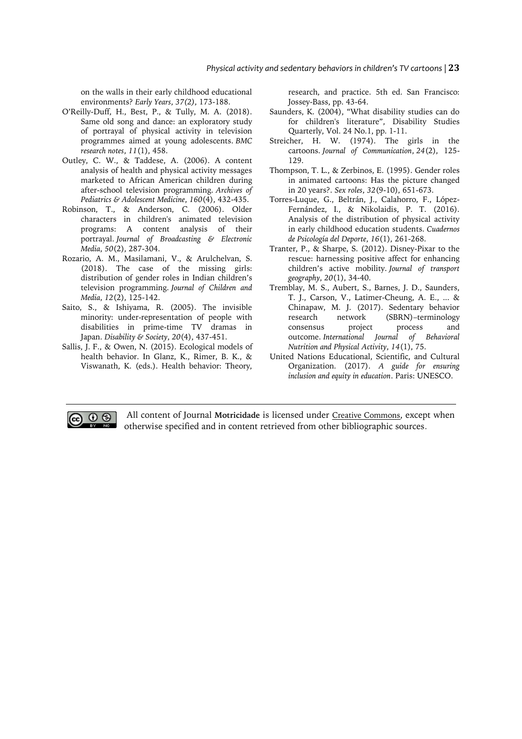on the walls in their early childhood educational environments? *Early Years*, *37(2)*, 173-188.

O'Reilly-Duff, H., Best, P., & Tully, M. A. (2018). Same old song and dance: an exploratory study of portrayal of physical activity in television programmes aimed at young adolescents. *BMC research notes*, *11*(1), 458.

Outley, C. W., & Taddese, A. (2006). A content analysis of health and physical activity messages marketed to African American children during after-school television programming. *Archives of Pediatrics & Adolescent Medicine*, *160*(4), 432-435.

Robinson, T., & Anderson, C. (2006). Older characters in children's animated television programs: A content analysis of their portrayal. *Journal of Broadcasting & Electronic Media*, *50*(2), 287-304.

Rozario, A. M., Masilamani, V., & Arulchelvan, S. (2018). The case of the missing girls: distribution of gender roles in Indian children's television programming. *Journal of Children and Media*, *12*(2), 125-142.

Saito, S., & Ishiyama, R. (2005). The invisible minority: under-representation of people with disabilities in prime-time TV dramas in Japan. *Disability & Society*, *20*(4), 437-451.

Sallis, J. F., & Owen, N. (2015). Ecological models of health behavior. In Glanz, K., Rimer, B. K., & Viswanath, K. (eds.). Health behavior: Theory, research, and practice. 5th ed. San Francisco: Jossey-Bass, pp. 43-64.

Saunders, K. (2004), "What disability studies can do for children's literature", Disability Studies Quarterly, Vol. 24 No.1, pp. 1-11.

Streicher, H. W. (1974). The girls in the cartoons. *Journal of Communication*, *24*(2), 125-129.

Thompson, T. L., & Zerbinos, E. (1995). Gender roles in animated cartoons: Has the picture changed in 20 years?. *Sex roles*, *32*(9-10), 651-673.

Torres-Luque, G., Beltrán, J., Calahorro, F., López-Fernández, I., & Nikolaidis, P. T. (2016). Analysis of the distribution of physical activity in early childhood education students. *Cuadernos de Psicología del Deporte*, *16*(1), 261-268.

Tranter, P., & Sharpe, S. (2012). Disney-Pixar to the rescue: harnessing positive affect for enhancing children's active mobility. *Journal of transport geography*, *20*(1), 34-40.

Tremblay, M. S., Aubert, S., Barnes, J. D., Saunders, T. J., Carson, V., Latimer-Cheung, A. E., ... & Chinapaw, M. J. (2017). Sedentary behavior research network (SBRN)–terminology consensus project process and outcome. *International Journal of Behavioral Nutrition and Physical Activity*, *14*(1), 75.

United Nations Educational, Scientific, and Cultural Organization. (2017). *A guide for ensuring inclusion and equity in education*. Paris: UNESCO.

---

All content of Journal **Motricidade** is licensed under Creative Commons, except when otherwise specified and in content retrieved from other bibliographic sources.